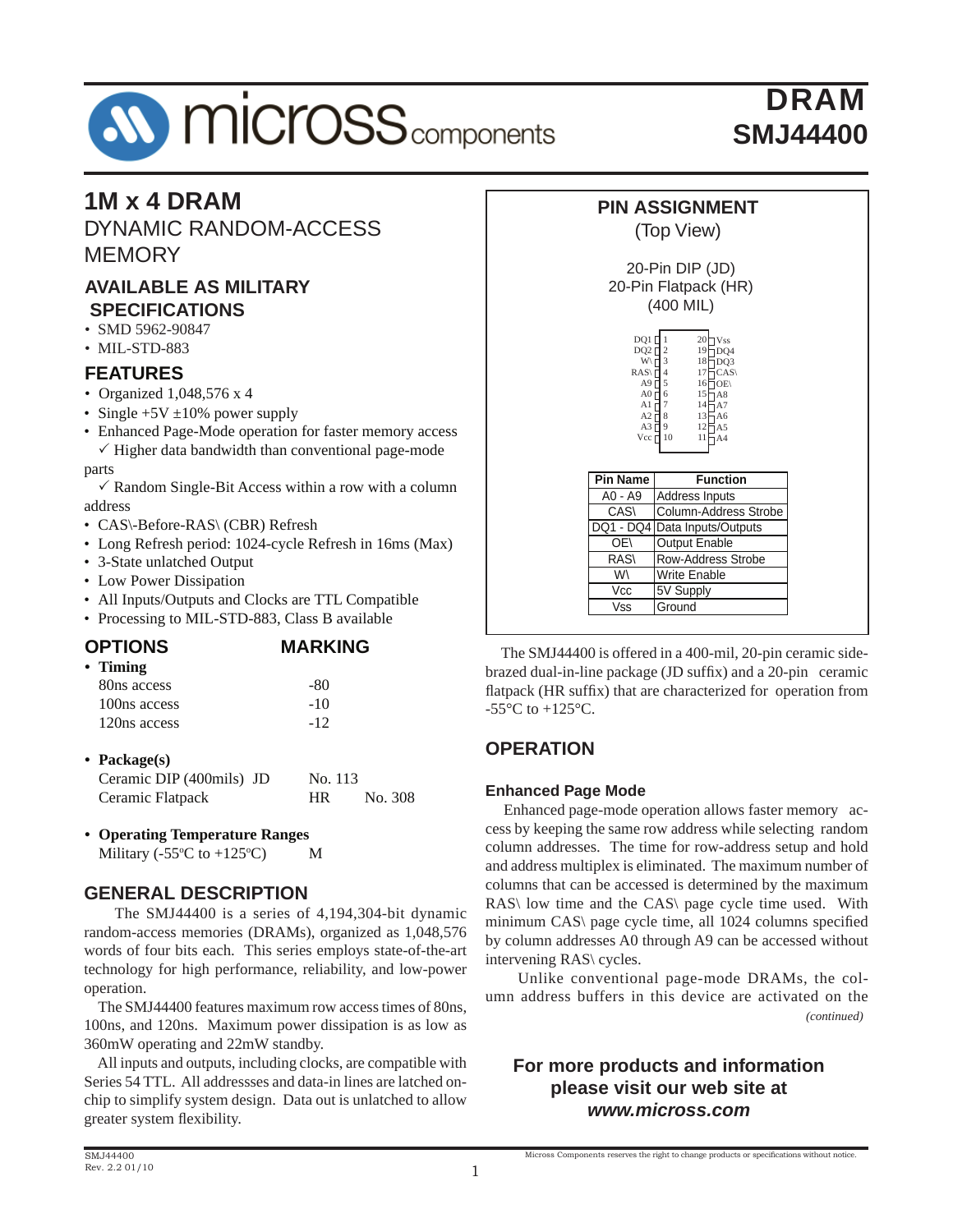# DRAM
# SMJ44400

## 1M x 4 DRAM

DYNAMIC RANDOM-ACCESS MEMORY

### AVAILABLE AS MILITARY SPECIFICATIONS

- SMD 5962-90847
- MIL-STD-883

### FEATURES

- Organized 1,048,576 x 4
- Single +5V ±10% power supply
- Enhanced Page-Mode operation for faster memory access
  - ✓ Higher data bandwidth than conventional page-mode parts
  - ✓ Random Single-Bit Access within a row with a column address
- CAS\-Before-RAS\ (CBR) Refresh
- Long Refresh period: 1024-cycle Refresh in 16ms (Max)
- 3-State unlatched Output
- Low Power Dissipation
- All Inputs/Outputs and Clocks are TTL Compatible
- Processing to MIL-STD-883, Class B available

### OPTIONS / MARKING

- **Timing**

| Option | Marking |
|---|---|
| 80ns access | -80 |
| 100ns access | -10 |
| 120ns access | -12 |

- **Package(s)**

| Option | Marking | |
|---|---|---|
| Ceramic DIP (400mils) | JD | No. 113 |
| Ceramic Flatpack | HR | No. 308 |

- **Operating Temperature Ranges**

| Option | Marking |
|---|---|
| Military (-55ºC to +125ºC) | M |

### GENERAL DESCRIPTION

The SMJ44400 is a series of 4,194,304-bit dynamic random-access memories (DRAMs), organized as 1,048,576 words of four bits each. This series employs state-of-the-art technology for high performance, reliability, and low-power operation.

The SMJ44400 features maximum row access times of 80ns, 100ns, and 120ns. Maximum power dissipation is as low as 360mW operating and 22mW standby.

All inputs and outputs, including clocks, are compatible with Series 54 TTL. All addressses and data-in lines are latched on-chip to simplify system design. Data out is unlatched to allow greater system flexibility.

### PIN ASSIGNMENT

(Top View)

20-Pin DIP (JD)
20-Pin Flatpack (HR)
(400 MIL)

| Pin | Name | Pin | Name |
|---|---|---|---|
| 1 | DQ1 | 20 | Vss |
| 2 | DQ2 | 19 | DQ4 |
| 3 | W\ | 18 | DQ3 |
| 4 | RAS\ | 17 | CAS\ |
| 5 | A9 | 16 | OE\ |
| 6 | A0 | 15 | A8 |
| 7 | A1 | 14 | A7 |
| 8 | A2 | 13 | A6 |
| 9 | A3 | 12 | A5 |
| 10 | Vcc | 11 | A4 |

| Pin Name | Function |
|---|---|
| A0 - A9 | Address Inputs |
| CAS\ | Column-Address Strobe |
| DQ1 - DQ4 | Data Inputs/Outputs |
| OE\ | Output Enable |
| RAS\ | Row-Address Strobe |
| W\ | Write Enable |
| Vcc | 5V Supply |
| Vss | Ground |

The SMJ44400 is offered in a 400-mil, 20-pin ceramic side-brazed dual-in-line package (JD suffix) and a 20-pin ceramic flatpack (HR suffix) that are characterized for operation from -55°C to +125°C.

### OPERATION

#### Enhanced Page Mode

Enhanced page-mode operation allows faster memory access by keeping the same row address while selecting random column addresses. The time for row-address setup and hold and address multiplex is eliminated. The maximum number of columns that can be accessed is determined by the maximum RAS\ low time and the CAS\ page cycle time used. With minimum CAS\ page cycle time, all 1024 columns specified by column addresses A0 through A9 can be accessed without intervening RAS\ cycles.

Unlike conventional page-mode DRAMs, the column address buffers in this device are activated on the

*(continued)*

**For more products and information please visit our web site at *www.micross.com***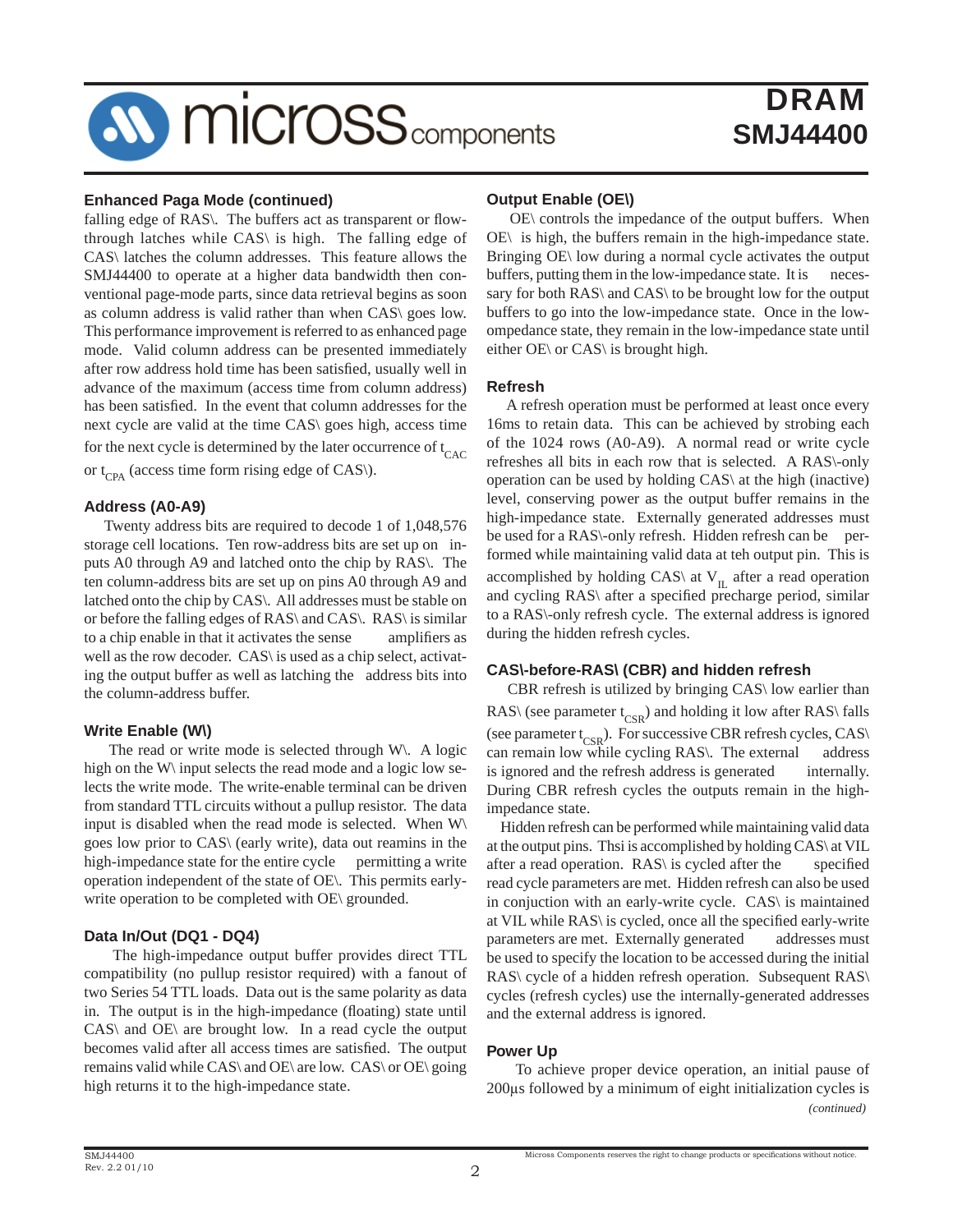## Enhanced Paga Mode (continued)

falling edge of RAS\. The buffers act as transparent or flow-through latches while CAS\ is high. The falling edge of CAS\ latches the column addresses. This feature allows the SMJ44400 to operate at a higher data bandwidth then conventional page-mode parts, since data retrieval begins as soon as column address is valid rather than when CAS\ goes low. This performance improvement is referred to as enhanced page mode. Valid column address can be presented immediately after row address hold time has been satisfied, usually well in advance of the maximum (access time from column address) has been satisfied. In the event that column addresses for the next cycle are valid at the time CAS\ goes high, access time for the next cycle is determined by the later occurrence of $t_{CAC}$ or $t_{CPA}$ (access time form rising edge of CAS\).

## Address (A0-A9)

Twenty address bits are required to decode 1 of 1,048,576 storage cell locations. Ten row-address bits are set up on inputs A0 through A9 and latched onto the chip by RAS\. The ten column-address bits are set up on pins A0 through A9 and latched onto the chip by CAS\. All addresses must be stable on or before the falling edges of RAS\ and CAS\. RAS\ is similar to a chip enable in that it activates the sense amplifiers as well as the row decoder. CAS\ is used as a chip select, activating the output buffer as well as latching the address bits into the column-address buffer.

## Write Enable (W\)

The read or write mode is selected through W\. A logic high on the W\ input selects the read mode and a logic low selects the write mode. The write-enable terminal can be driven from standard TTL circuits without a pullup resistor. The data input is disabled when the read mode is selected. When W\ goes low prior to CAS\ (early write), data out reamins in the high-impedance state for the entire cycle permitting a write operation independent of the state of OE\. This permits early-write operation to be completed with OE\ grounded.

## Data In/Out (DQ1 - DQ4)

The high-impedance output buffer provides direct TTL compatibility (no pullup resistor required) with a fanout of two Series 54 TTL loads. Data out is the same polarity as data in. The output is in the high-impedance (floating) state until CAS\ and OE\ are brought low. In a read cycle the output becomes valid after all access times are satisfied. The output remains valid while CAS\ and OE\ are low. CAS\ or OE\ going high returns it to the high-impedance state.

## Output Enable (OE\)

OE\ controls the impedance of the output buffers. When OE\ is high, the buffers remain in the high-impedance state. Bringing OE\ low during a normal cycle activates the output buffers, putting them in the low-impedance state. It is necessary for both RAS\ and CAS\ to be brought low for the output buffers to go into the low-impedance state. Once in the low-ompedance state, they remain in the low-impedance state until either OE\ or CAS\ is brought high.

## Refresh

A refresh operation must be performed at least once every 16ms to retain data. This can be achieved by strobing each of the 1024 rows (A0-A9). A normal read or write cycle refreshes all bits in each row that is selected. A RAS\-only operation can be used by holding CAS\ at the high (inactive) level, conserving power as the output buffer remains in the high-impedance state. Externally generated addresses must be used for a RAS\-only refresh. Hidden refresh can be performed while maintaining valid data at teh output pin. This is accomplished by holding CAS\ at $V_{IL}$ after a read operation and cycling RAS\ after a specified precharge period, similar to a RAS\-only refresh cycle. The external address is ignored during the hidden refresh cycles.

## CAS\-before-RAS\ (CBR) and hidden refresh

CBR refresh is utilized by bringing CAS\ low earlier than RAS\ (see parameter $t_{CSR}$) and holding it low after RAS\ falls (see parameter $t_{CSR}$). For successive CBR refresh cycles, CAS\ can remain low while cycling RAS\. The external address is ignored and the refresh address is generated internally. During CBR refresh cycles the outputs remain in the high-impedance state.

Hidden refresh can be performed while maintaining valid data at the output pins. Thsi is accomplished by holding CAS\ at VIL after a read operation. RAS\ is cycled after the specified read cycle parameters are met. Hidden refresh can also be used in conjunction with an early-write cycle. CAS\ is maintained at VIL while RAS\ is cycled, once all the specified early-write parameters are met. Externally generated addresses must be used to specify the location to be accessed during the initial RAS\ cycle of a hidden refresh operation. Subsequent RAS\ cycles (refresh cycles) use the internally-generated addresses and the external address is ignored.

## Power Up

To achieve proper device operation, an initial pause of 200µs followed by a minimum of eight initialization cycles is

*(continued)*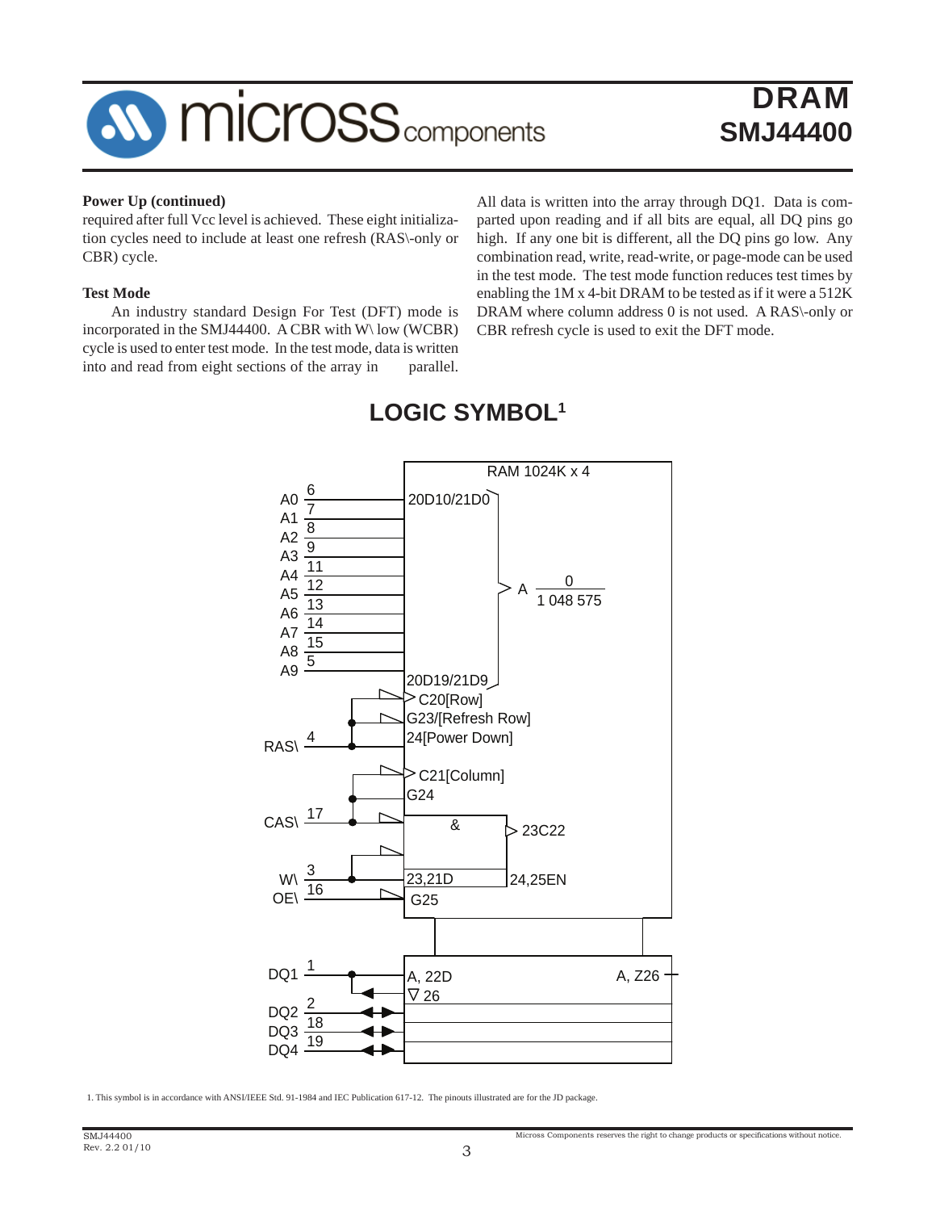**Power Up (continued)**

required after full Vcc level is achieved. These eight initialization cycles need to include at least one refresh (RAS\-only or CBR) cycle.

**Test Mode**

An industry standard Design For Test (DFT) mode is incorporated in the SMJ44400. A CBR with W\ low (WCBR) cycle is used to enter test mode. In the test mode, data is written into and read from eight sections of the array in parallel. All data is written into the array through DQ1. Data is compared upon reading and if all bits are equal, all DQ pins go high. If any one bit is different, all the DQ pins go low. Any combination read, write, read-write, or page-mode can be used in the test mode. The test mode function reduces test times by enabling the 1M x 4-bit DRAM to be tested as if it were a 512K DRAM where column address 0 is not used. A RAS\-only or CBR refresh cycle is used to exit the DFT mode.

## LOGIC SYMBOL[1]

RAM 1024K x 4

A0 (6), A1 (7), A2 (8), A3 (9), A4 (11), A5 (12), A6 (13), A7 (14), A8 (15), A9 (5): 20D10/21D0 ... 20D19/21D9 → A $\frac{0}{1\ 048\ 575}$

RAS\ (4): C20[Row], G23/[Refresh Row], 24[Power Down]

CAS\ (17): C21[Column], G24, & → 23C22

W\ (3): 23,21D, 24,25EN

OE\ (16): G25

DQ1 (1): A, 22D; ∇ 26; A, Z26

DQ2 (2), DQ3 (18), DQ4 (19)

1. This symbol is in accordance with ANSI/IEEE Std. 91-1984 and IEC Publication 617-12. The pinouts illustrated are for the JD package.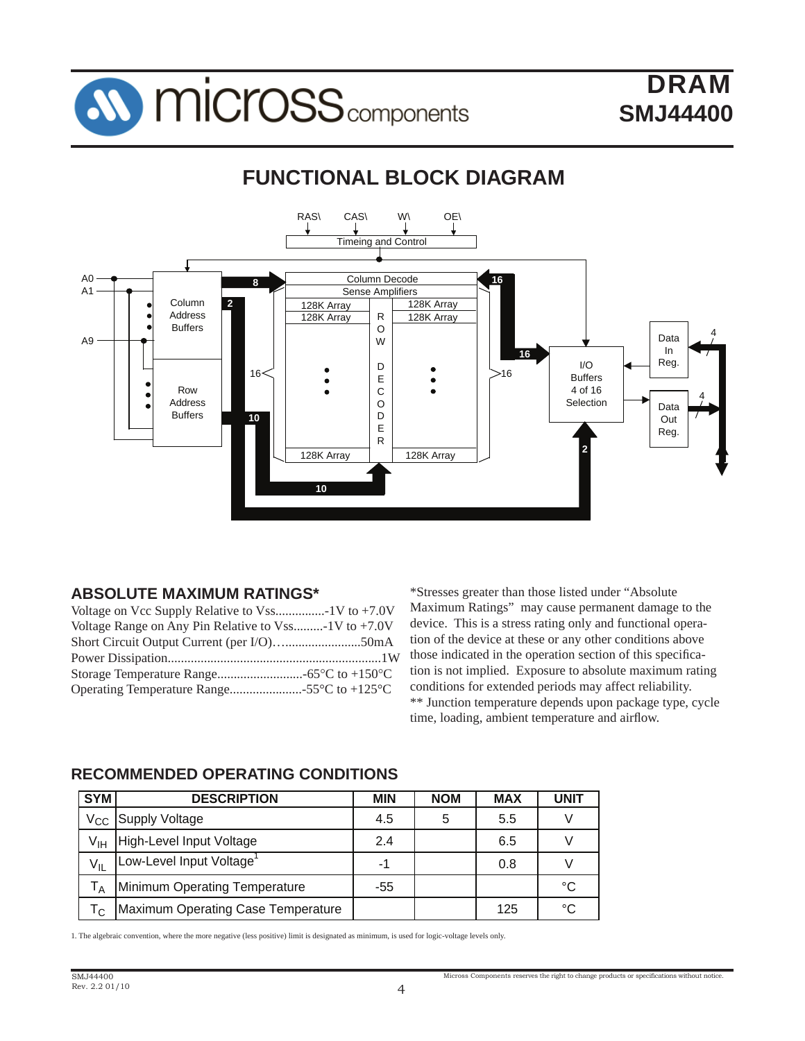## FUNCTIONAL BLOCK DIAGRAM

RAS\ CAS\ W\ OE\

Timeing and Control

A0
A1
A9

Column Address Buffers

Row Address Buffers

Column Decode
Sense Amplifiers

128K Array
128K Array

ROW DECODER

I/O Buffers 4 of 16 Selection

Data In Reg.

Data Out Reg.

## ABSOLUTE MAXIMUM RATINGS*

Voltage on Vcc Supply Relative to Vss...............-1V to +7.0V
Voltage Range on Any Pin Relative to Vss.........-1V to +7.0V
Short Circuit Output Current (per I/O)…......................50mA
Power Dissipation.................................................................1W
Storage Temperature Range..........................-65°C to +150°C
Operating Temperature Range......................-55°C to +125°C

*Stresses greater than those listed under "Absolute Maximum Ratings" may cause permanent damage to the device. This is a stress rating only and functional operation of the device at these or any other conditions above those indicated in the operation section of this specification is not implied. Exposure to absolute maximum rating conditions for extended periods may affect reliability.
** Junction temperature depends upon package type, cycle time, loading, ambient temperature and airflow.

## RECOMMENDED OPERATING CONDITIONS

| SYM | DESCRIPTION | MIN | NOM | MAX | UNIT |
|---|---|---|---|---|---|
| $V_{CC}$ | Supply Voltage | 4.5 | 5 | 5.5 | V |
| $V_{IH}$ | High-Level Input Voltage | 2.4 | | 6.5 | V |
| $V_{IL}$ | Low-Level Input Voltage[1] | -1 | | 0.8 | V |
| $T_A$ | Minimum Operating Temperature | -55 | | | °C |
| $T_C$ | Maximum Operating Case Temperature | | | 125 | °C |

1. The algebraic convention, where the more negative (less positive) limit is designated as minimum, is used for logic-voltage levels only.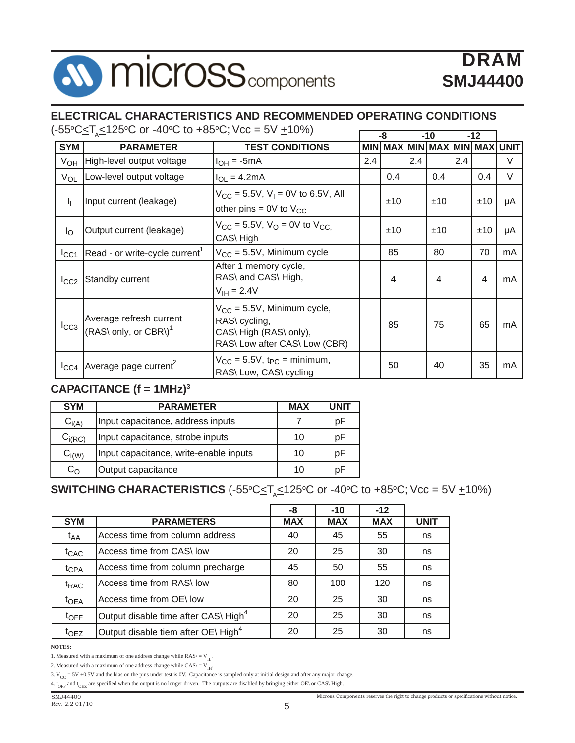## ELECTRICAL CHARACTERISTICS AND RECOMMENDED OPERATING CONDITIONS

(-55°C≤$T_A$≤125°C or -40°C to +85°C; Vcc = 5V ±10%)

| | | | -8 | | -10 | | -12 | | |
|---|---|---|---|---|---|---|---|---|---|
| **SYM** | **PARAMETER** | **TEST CONDITIONS** | **MIN** | **MAX** | **MIN** | **MAX** | **MIN** | **MAX** | **UNIT** |
| $V_{OH}$ | High-level output voltage | $I_{OH}$ = -5mA | 2.4 | | 2.4 | | 2.4 | | V |
| $V_{OL}$ | Low-level output voltage | $I_{OL}$ = 4.2mA | | 0.4 | | 0.4 | | 0.4 | V |
| $I_I$ | Input current (leakage) | $V_{CC}$ = 5.5V, $V_I$ = 0V to 6.5V, All other pins = 0V to $V_{CC}$ | | ±10 | | ±10 | | ±10 | µA |
| $I_O$ | Output current (leakage) | $V_{CC}$ = 5.5V, $V_O$ = 0V to $V_{CC}$, CAS\ High | | ±10 | | ±10 | | ±10 | µA |
| $I_{CC1}$ | Read - or write-cycle current[1] | $V_{CC}$ = 5.5V, Minimum cycle | | 85 | | 80 | | 70 | mA |
| $I_{CC2}$ | Standby current | After 1 memory cycle, RAS\ and CAS\ High, $V_{IH}$ = 2.4V | | 4 | | 4 | | 4 | mA |
| $I_{CC3}$ | Average refresh current (RAS\ only, or CBR\)[1] | $V_{CC}$ = 5.5V, Minimum cycle, RAS\ cycling, CAS\ High (RAS\ only), RAS\ Low after CAS\ Low (CBR) | | 85 | | 75 | | 65 | mA |
| $I_{CC4}$ | Average page current[2] | $V_{CC}$ = 5.5V, $t_{PC}$ = minimum, RAS\ Low, CAS\ cycling | | 50 | | 40 | | 35 | mA |

## CAPACITANCE (f = 1MHz)[3]

| SYM | PARAMETER | MAX | UNIT |
|---|---|---|---|
| $C_{i(A)}$ | Input capacitance, address inputs | 7 | pF |
| $C_{i(RC)}$ | Input capacitance, strobe inputs | 10 | pF |
| $C_{i(W)}$ | Input capacitance, write-enable inputs | 10 | pF |
| $C_O$ | Output capacitance | 10 | pF |

## SWITCHING CHARACTERISTICS (-55°C≤$T_A$≤125°C or -40°C to +85°C; Vcc = 5V ±10%)

| | | -8 | -10 | -12 | |
|---|---|---|---|---|---|
| **SYM** | **PARAMETERS** | **MAX** | **MAX** | **MAX** | **UNIT** |
| $t_{AA}$ | Access time from column address | 40 | 45 | 55 | ns |
| $t_{CAC}$ | Access time from CAS\ low | 20 | 25 | 30 | ns |
| $t_{CPA}$ | Access time from column precharge | 45 | 50 | 55 | ns |
| $t_{RAC}$ | Access time from RAS\ low | 80 | 100 | 120 | ns |
| $t_{OEA}$ | Access time from OE\ low | 20 | 25 | 30 | ns |
| $t_{OFF}$ | Output disable time after CAS\ High[4] | 20 | 25 | 30 | ns |
| $t_{OEZ}$ | Output disable tiem after OE\ High[4] | 20 | 25 | 30 | ns |

**NOTES:**

1. Measured with a maximum of one address change while RAS\ = $V_{IL}$.
2. Measured with a maximum of one address change while CAS\ = $V_{IH}$.
3. $V_{CC}$ = 5V ±0.5V and the bias on the pins under test is 0V. Capacitance is sampled only at initial design and after any major change.
4. $t_{OFF}$ and $t_{OEZ}$ are specified when the output is no longer driven. The outputs are disabled by bringing either OE\ or CAS\ High.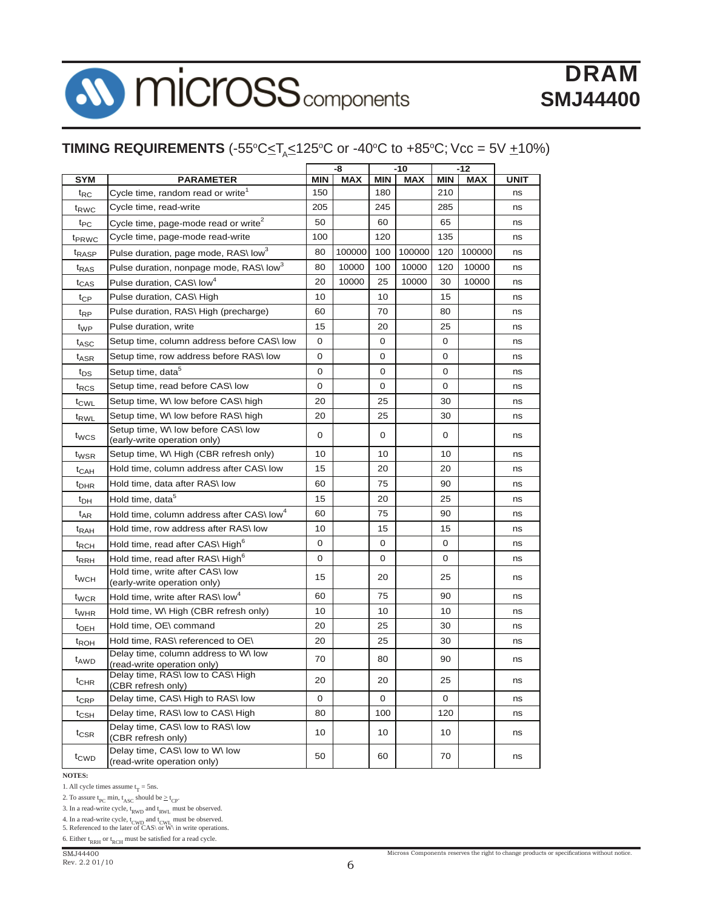## TIMING REQUIREMENTS (-55°C≤$T_A$≤125°C or -40°C to +85°C; Vcc = 5V ±10%)

| SYM | PARAMETER | -8 | | -10 | | -12 | | UNIT |
|---|---|---|---|---|---|---|---|---|
| | | MIN | MAX | MIN | MAX | MIN | MAX | |
| $t_{RC}$ | Cycle time, random read or write[1] | 150 | | 180 | | 210 | | ns |
| $t_{RWC}$ | Cycle time, read-write | 205 | | 245 | | 285 | | ns |
| $t_{PC}$ | Cycle time, page-mode read or write[2] | 50 | | 60 | | 65 | | ns |
| $t_{PRWC}$ | Cycle time, page-mode read-write | 100 | | 120 | | 135 | | ns |
| $t_{RASP}$ | Pulse duration, page mode, RAS\ low[3] | 80 | 100000 | 100 | 100000 | 120 | 100000 | ns |
| $t_{RAS}$ | Pulse duration, nonpage mode, RAS\ low[3] | 80 | 10000 | 100 | 10000 | 120 | 10000 | ns |
| $t_{CAS}$ | Pulse duration, CAS\ low[4] | 20 | 10000 | 25 | 10000 | 30 | 10000 | ns |
| $t_{CP}$ | Pulse duration, CAS\ High | 10 | | 10 | | 15 | | ns |
| $t_{RP}$ | Pulse duration, RAS\ High (precharge) | 60 | | 70 | | 80 | | ns |
| $t_{WP}$ | Pulse duration, write | 15 | | 20 | | 25 | | ns |
| $t_{ASC}$ | Setup time, column address before CAS\ low | 0 | | 0 | | 0 | | ns |
| $t_{ASR}$ | Setup time, row address before RAS\ low | 0 | | 0 | | 0 | | ns |
| $t_{DS}$ | Setup time, data[5] | 0 | | 0 | | 0 | | ns |
| $t_{RCS}$ | Setup time, read before CAS\ low | 0 | | 0 | | 0 | | ns |
| $t_{CWL}$ | Setup time, W\ low before CAS\ high | 20 | | 25 | | 30 | | ns |
| $t_{RWL}$ | Setup time, W\ low before RAS\ high | 20 | | 25 | | 30 | | ns |
| $t_{WCS}$ | Setup time, W\ low before CAS\ low (early-write operation only) | 0 | | 0 | | 0 | | ns |
| $t_{WSR}$ | Setup time, W\ High (CBR refresh only) | 10 | | 10 | | 10 | | ns |
| $t_{CAH}$ | Hold time, column address after CAS\ low | 15 | | 20 | | 20 | | ns |
| $t_{DHR}$ | Hold time, data after RAS\ low | 60 | | 75 | | 90 | | ns |
| $t_{DH}$ | Hold time, data[5] | 15 | | 20 | | 25 | | ns |
| $t_{AR}$ | Hold time, column address after CAS\ low[4] | 60 | | 75 | | 90 | | ns |
| $t_{RAH}$ | Hold time, row address after RAS\ low | 10 | | 15 | | 15 | | ns |
| $t_{RCH}$ | Hold time, read after CAS\ High[6] | 0 | | 0 | | 0 | | ns |
| $t_{RRH}$ | Hold time, read after RAS\ High[6] | 0 | | 0 | | 0 | | ns |
| $t_{WCH}$ | Hold time, write after CAS\ low (early-write operation only) | 15 | | 20 | | 25 | | ns |
| $t_{WCR}$ | Hold time, write after RAS\ low[4] | 60 | | 75 | | 90 | | ns |
| $t_{WHR}$ | Hold time, W\ High (CBR refresh only) | 10 | | 10 | | 10 | | ns |
| $t_{OEH}$ | Hold time, OE\ command | 20 | | 25 | | 30 | | ns |
| $t_{ROH}$ | Hold time, RAS\ referenced to OE\ | 20 | | 25 | | 30 | | ns |
| $t_{AWD}$ | Delay time, column address to W\ low (read-write operation only) | 70 | | 80 | | 90 | | ns |
| $t_{CHR}$ | Delay time, RAS\ low to CAS\ High (CBR refresh only) | 20 | | 20 | | 25 | | ns |
| $t_{CRP}$ | Delay time, CAS\ High to RAS\ low | 0 | | 0 | | 0 | | ns |
| $t_{CSH}$ | Delay time, RAS\ low to CAS\ High | 80 | | 100 | | 120 | | ns |
| $t_{CSR}$ | Delay time, CAS\ low to RAS\ low (CBR refresh only) | 10 | | 10 | | 10 | | ns |
| $t_{CWD}$ | Delay time, CAS\ low to W\ low (read-write operation only) | 50 | | 60 | | 70 | | ns |

**NOTES:**

1. All cycle times assume $t_T$ = 5ns.
2. To assure $t_{PC}$ min, $t_{ASC}$ should be ≥ $t_{CP}$.
3. In a read-write cycle, $t_{RWD}$ and $t_{RWL}$ must be observed.
4. In a read-write cycle, $t_{CWD}$ and $t_{CWL}$ must be observed.
5. Referenced to the later of CAS\ or W\ in write operations.
6. Either $t_{RRH}$ or $t_{RCH}$ must be satisfied for a read cycle.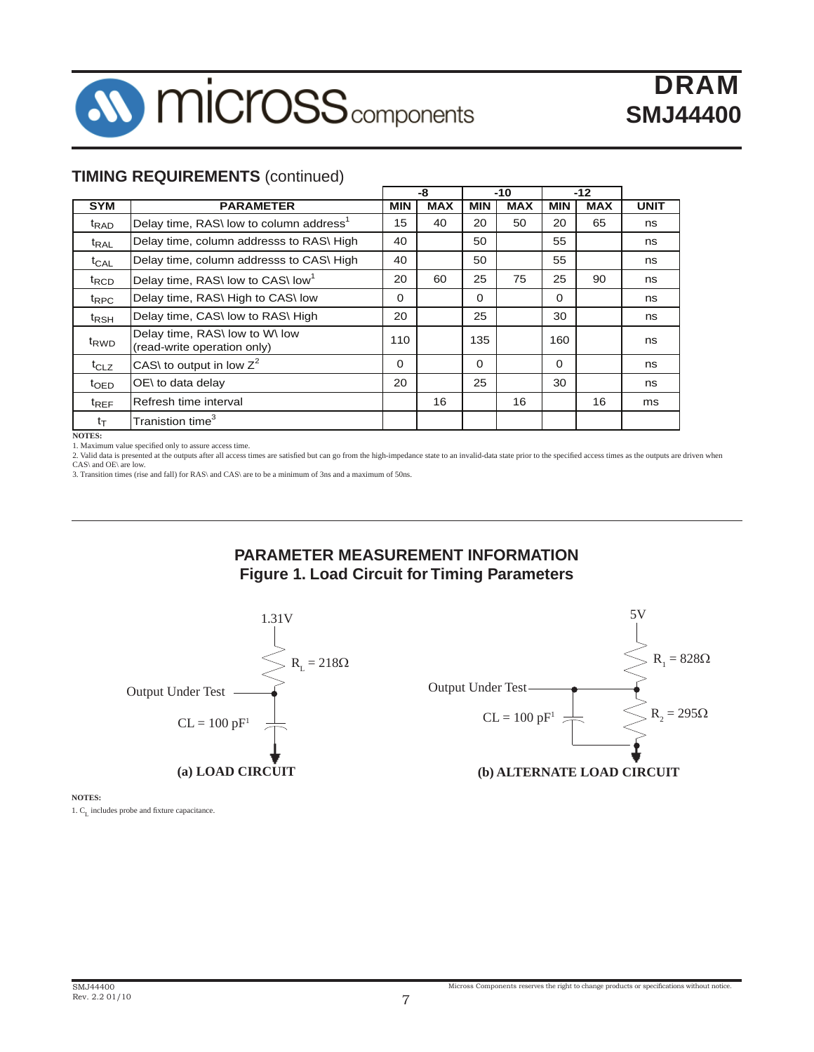## TIMING REQUIREMENTS (continued)

| SYM | PARAMETER | -8 MIN | -8 MAX | -10 MIN | -10 MAX | -12 MIN | -12 MAX | UNIT |
|---|---|---|---|---|---|---|---|---|
| $t_{RAD}$ | Delay time, RAS\ low to column address[1] | 15 | 40 | 20 | 50 | 20 | 65 | ns |
| $t_{RAL}$ | Delay time, column addresss to RAS\ High | 40 | | 50 | | 55 | | ns |
| $t_{CAL}$ | Delay time, column addresss to CAS\ High | 40 | | 50 | | 55 | | ns |
| $t_{RCD}$ | Delay time, RAS\ low to CAS\ low[1] | 20 | 60 | 25 | 75 | 25 | 90 | ns |
| $t_{RPC}$ | Delay time, RAS\ High to CAS\ low | 0 | | 0 | | 0 | | ns |
| $t_{RSH}$ | Delay time, CAS\ low to RAS\ High | 20 | | 25 | | 30 | | ns |
| $t_{RWD}$ | Delay time, RAS\ low to W\ low (read-write operation only) | 110 | | 135 | | 160 | | ns |
| $t_{CLZ}$ | CAS\ to output in low Z[2] | 0 | | 0 | | 0 | | ns |
| $t_{OED}$ | OE\ to data delay | 20 | | 25 | | 30 | | ns |
| $t_{REF}$ | Refresh time interval | | 16 | | 16 | | 16 | ms |
| $t_T$ | Tranistion time[3] | | | | | | | |

**NOTES:**

1. Maximum value specified only to assure access time.
2. Valid data is presented at the outputs after all access times are satisfied but can go from the high-impedance state to an invalid-data state prior to the specified access times as the outputs are driven when CAS\ and OE\ are low.
3. Transition times (rise and fall) for RAS\ and CAS\ are to be a minimum of 3ns and a maximum of 50ns.

## PARAMETER MEASUREMENT INFORMATION

### Figure 1. Load Circuit for Timing Parameters

1.31V

$R_L = 218\Omega$

Output Under Test

CL = 100 pF[1]

**(a) LOAD CIRCUIT**

5V

$R_1 = 828\Omega$

Output Under Test

CL = 100 pF[1]

$R_2 = 295\Omega$

**(b) ALTERNATE LOAD CIRCUIT**

**NOTES:**

1. $C_L$ includes probe and fixture capacitance.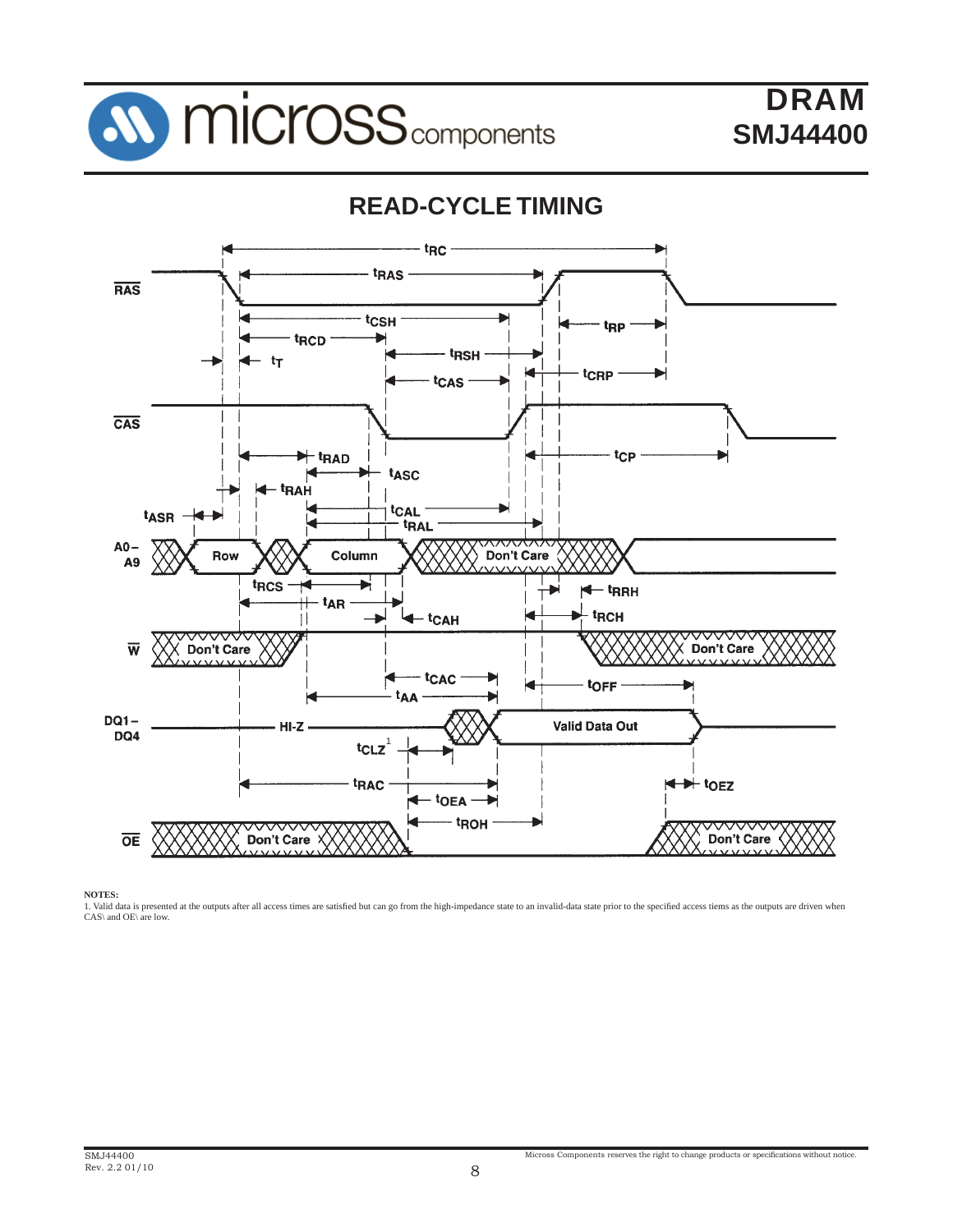## READ-CYCLE TIMING

**NOTES:**

1. Valid data is presented at the outputs after all access times are satisfied but can go from the high-impedance state to an invalid-data state prior to the specified access tiems as the outputs are driven when CAS\ and OE\ are low.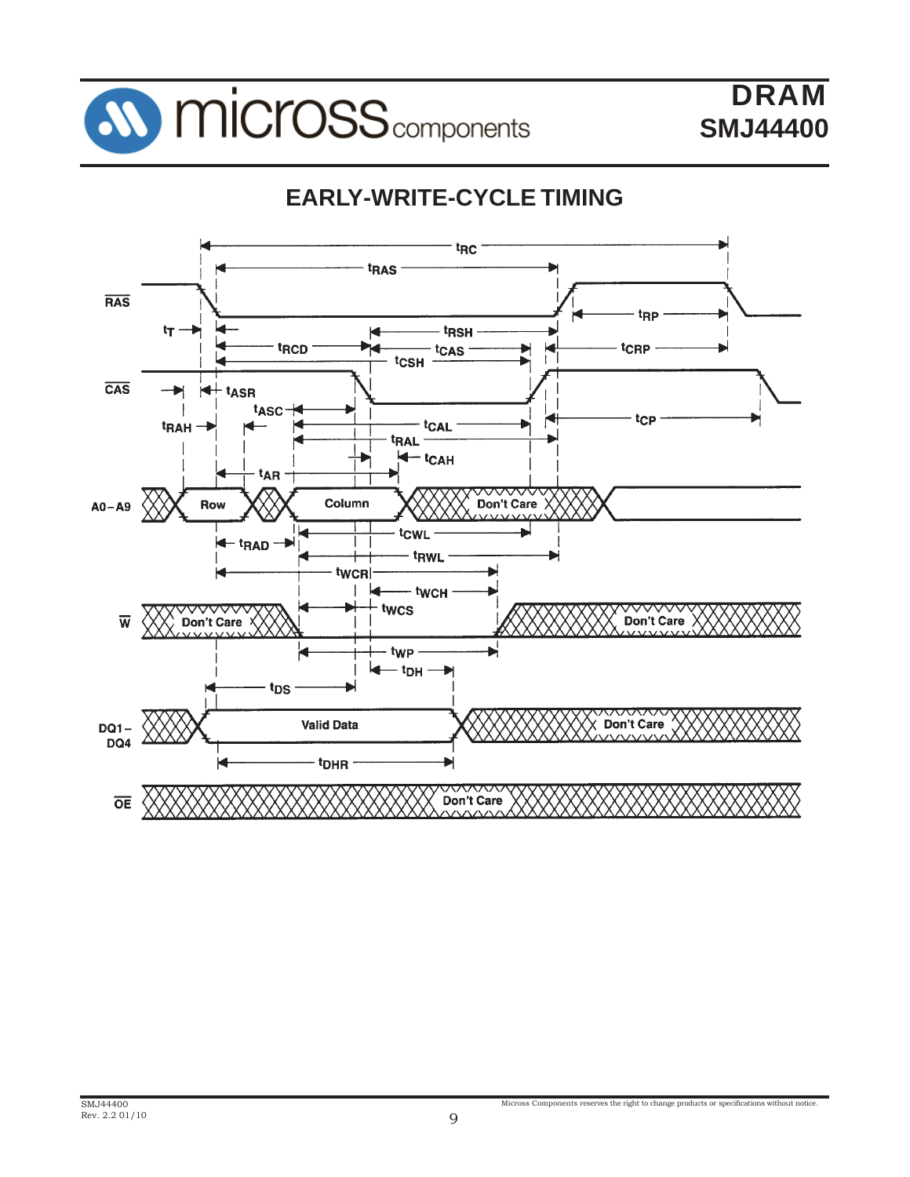# EARLY-WRITE-CYCLE TIMING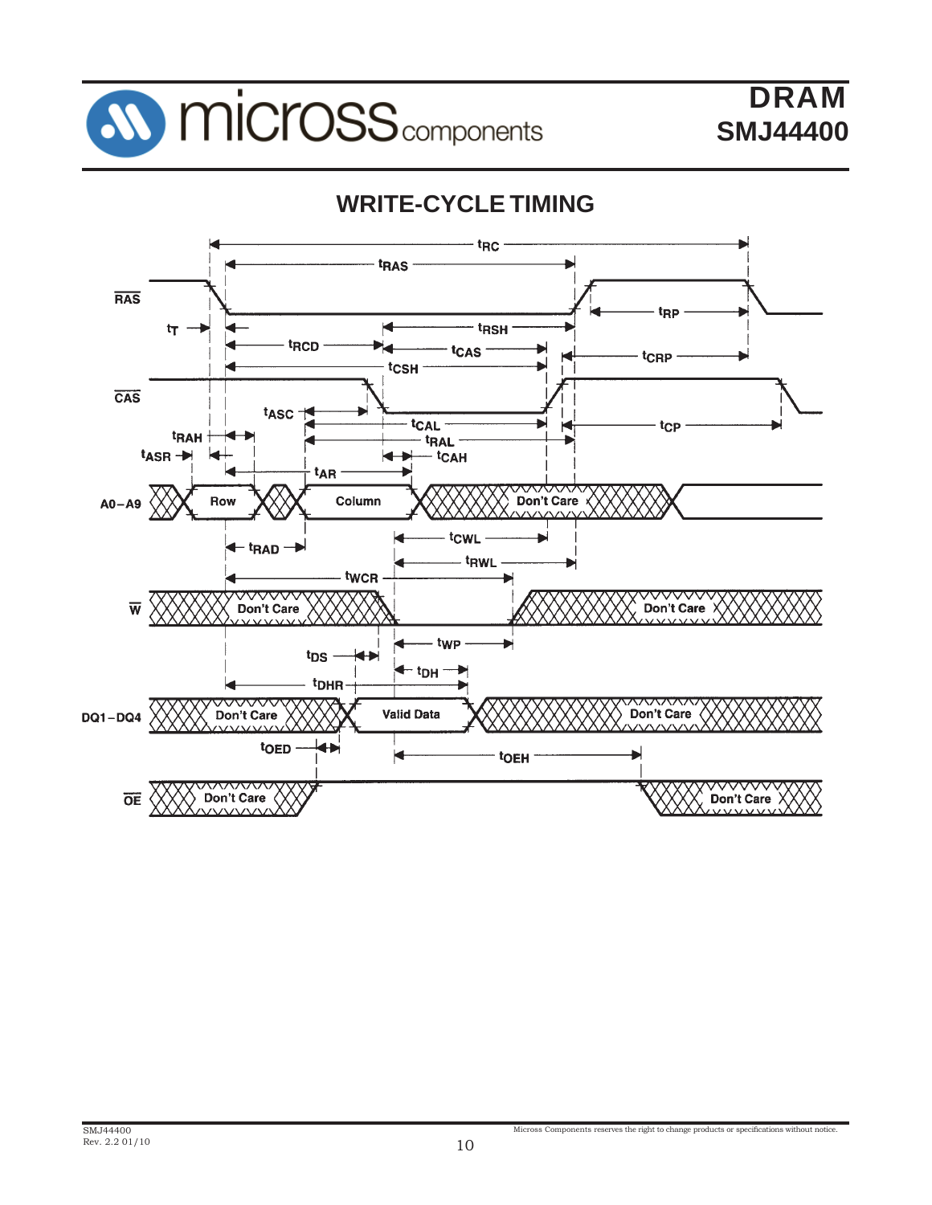## WRITE-CYCLE TIMING

RAS

CAS

A0–A9

W

DQ1–DQ4

OE

$t_{RC}$ $t_{RAS}$ $t_{RP}$ $t_T$ $t_{RSH}$ $t_{RCD}$ $t_{CAS}$ $t_{CRP}$ $t_{CSH}$ $t_{ASC}$ $t_{CAL}$ $t_{CP}$ $t_{RAH}$ $t_{RAL}$ $t_{ASR}$ $t_{CAH}$ $t_{AR}$

Row Column Don't Care

$t_{CWL}$ $t_{RAD}$ $t_{RWL}$ $t_{WCR}$

Don't Care Don't Care

$t_{WP}$ $t_{DS}$ $t_{DH}$ $t_{DHR}$

Don't Care Valid Data Don't Care

$t_{OED}$ $t_{OEH}$

Don't Care Don't Care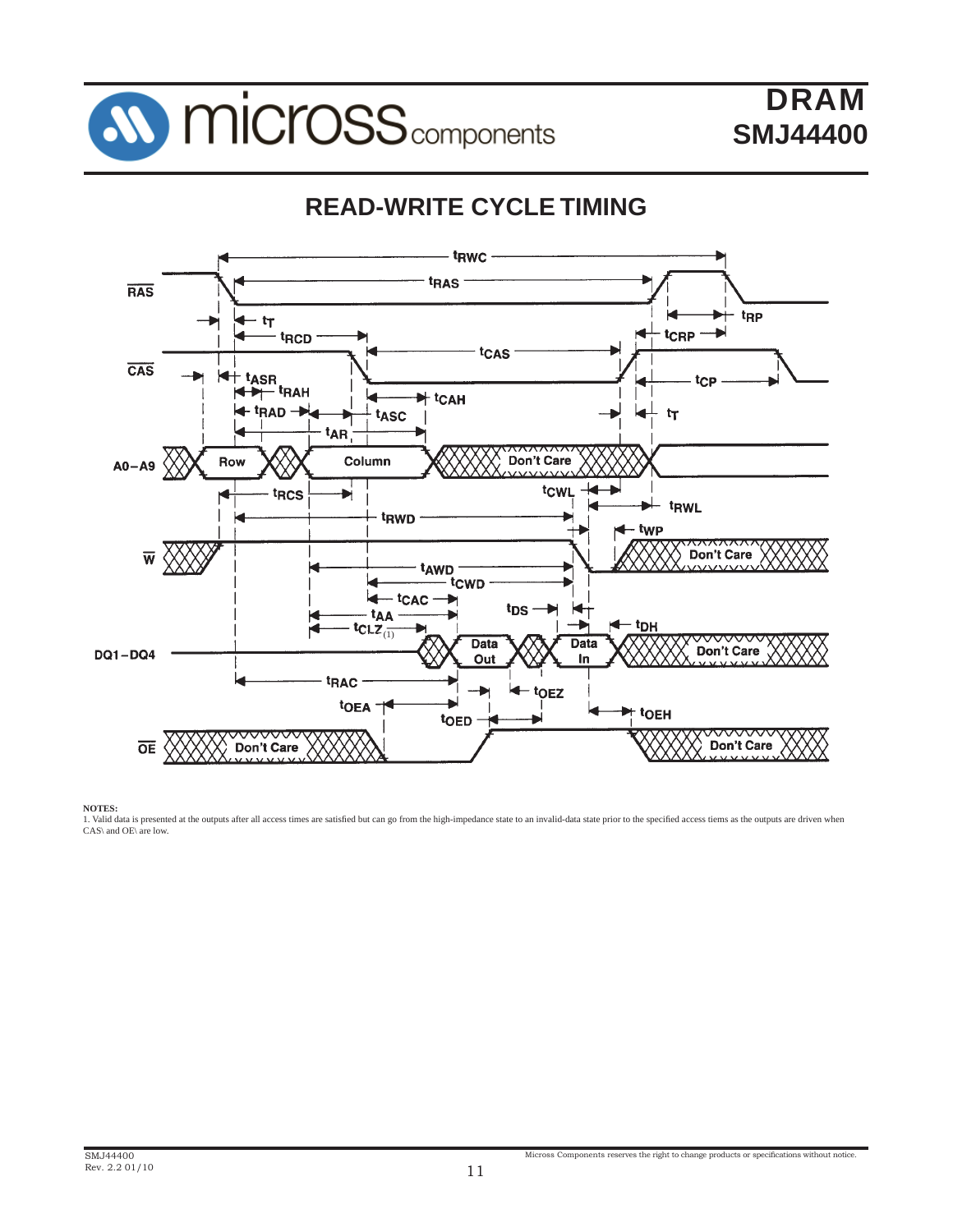# READ-WRITE CYCLE TIMING

**NOTES:**

1. Valid data is presented at the outputs after all access times are satisfied but can go from the high-impedance state to an invalid-data state prior to the specified access tiems as the outputs are driven when CAS\ and OE\ are low.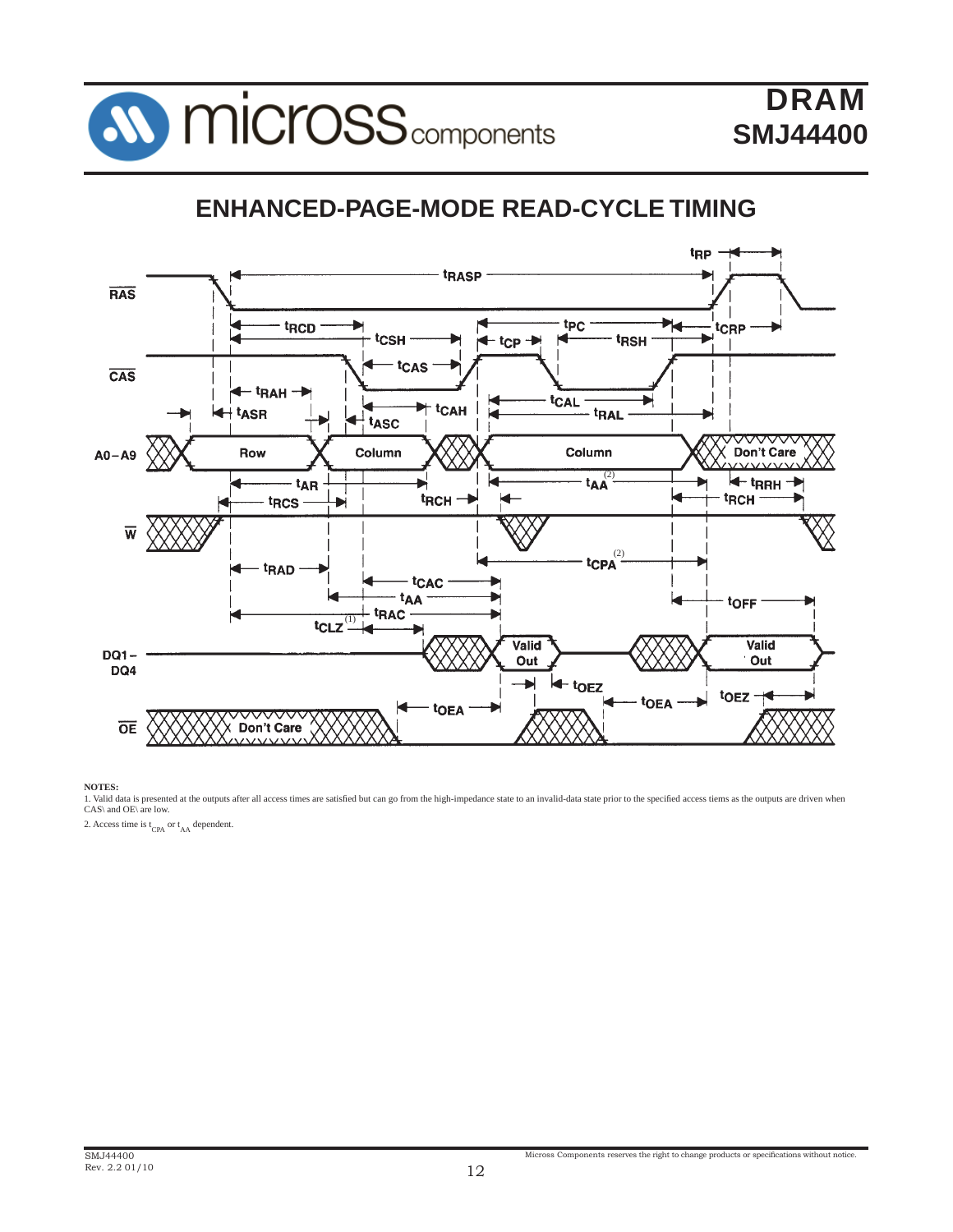## ENHANCED-PAGE-MODE READ-CYCLE TIMING

RAS
CAS
A0–A9
W
DQ1–DQ4
OE

$t_{RP}$ $t_{RASP}$ $t_{RCD}$ $t_{CSH}$ $t_{PC}$ $t_{CRP}$ $t_{CP}$ $t_{RSH}$ $t_{CAS}$ $t_{RAH}$ $t_{ASR}$ $t_{CAH}$ $t_{CAL}$ $t_{ASC}$ $t_{RAL}$

Row Column Column Don't Care

$t_{AR}$ $t_{AA}$ (2) $t_{RRH}$ $t_{RCS}$ $t_{RCH}$ $t_{RCH}$

$t_{CPA}$ (2) $t_{RAD}$ $t_{CAC}$ $t_{AA}$ $t_{OFF}$ $t_{RAC}$ $t_{CLZ}$ (1)

Valid Out Valid Out

$t_{OEZ}$ $t_{OEA}$ $t_{OEA}$ $t_{OEZ}$

Don't Care

**NOTES:**

1. Valid data is presented at the outputs after all access times are satisfied but can go from the high-impedance state to an invalid-data state prior to the specified access tiems as the outputs are driven when CAS\ and OE\ are low.

2. Access time is $t_{CPA}$ or $t_{AA}$ dependent.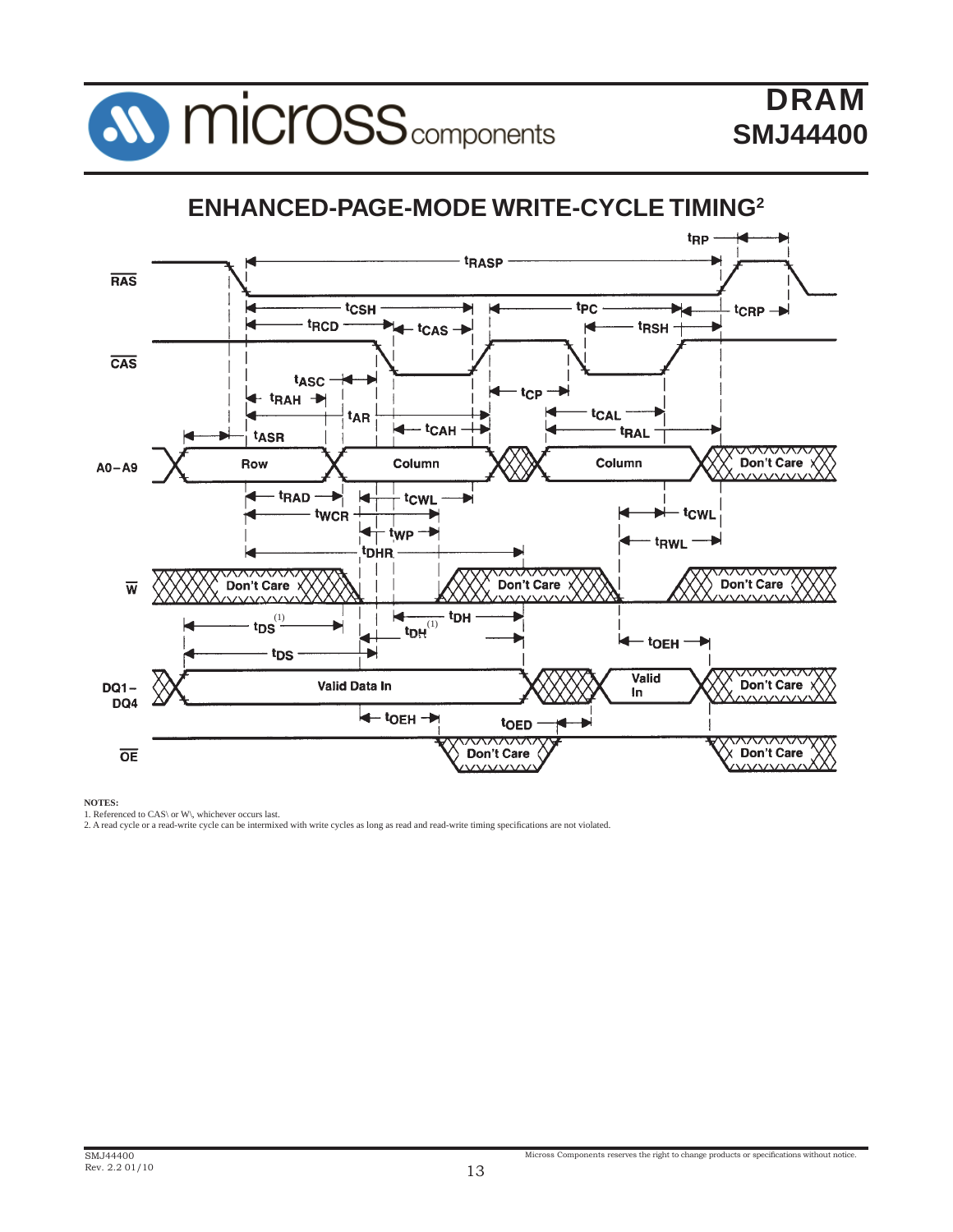## ENHANCED-PAGE-MODE WRITE-CYCLE TIMING[2]

**NOTES:**

1. Referenced to CAS\ or W\, whichever occurs last.
2. A read cycle or a read-write cycle can be intermixed with write cycles as long as read and read-write timing specifications are not violated.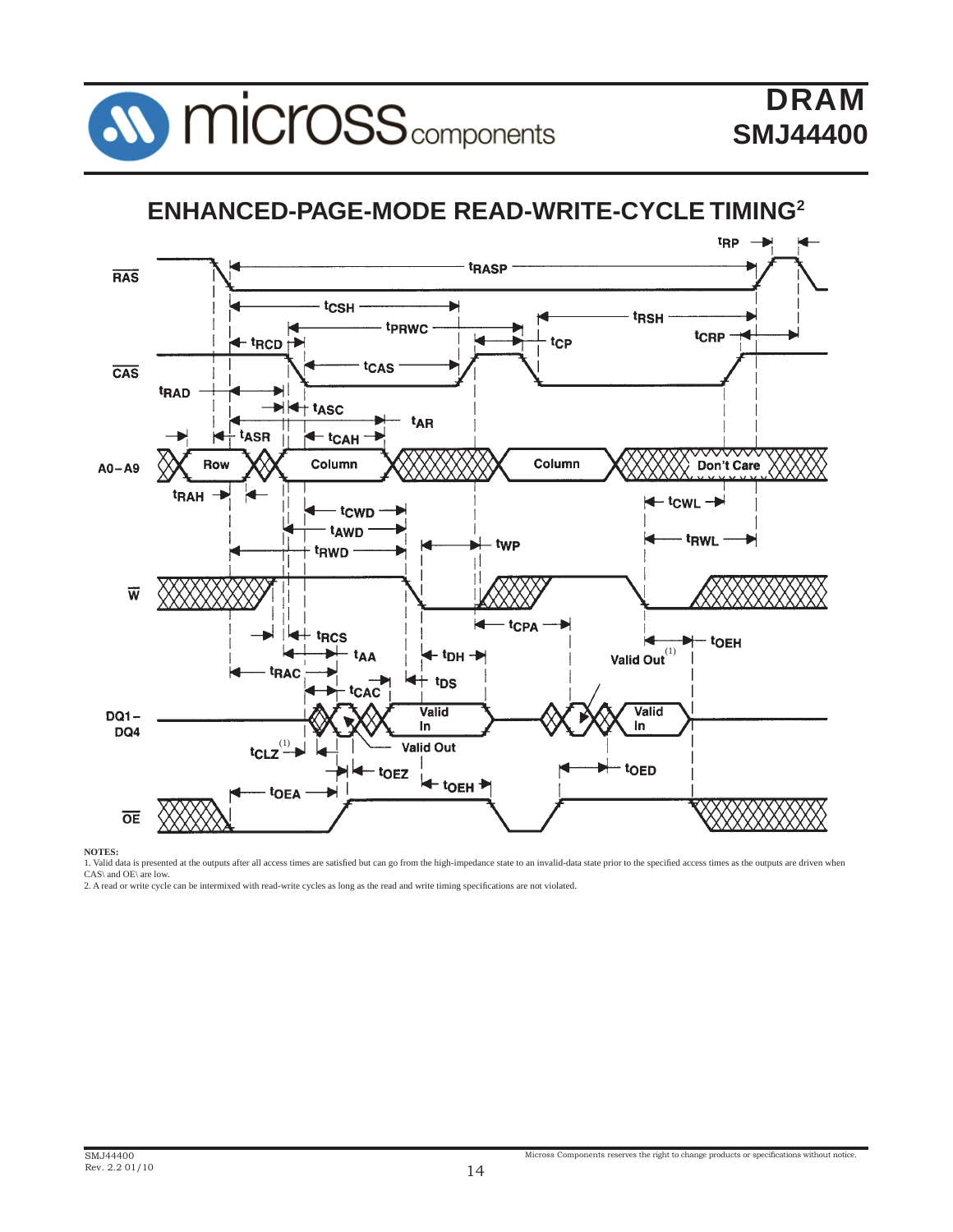## ENHANCED-PAGE-MODE READ-WRITE-CYCLE TIMING[2]

**NOTES:**

1. Valid data is presented at the outputs after all access times are satisfied but can go from the high-impedance state to an invalid-data state prior to the specified access times as the outputs are driven when CAS\ and OE\ are low.
2. A read or write cycle can be intermixed with read-write cycles as long as the read and write timing specifications are not violated.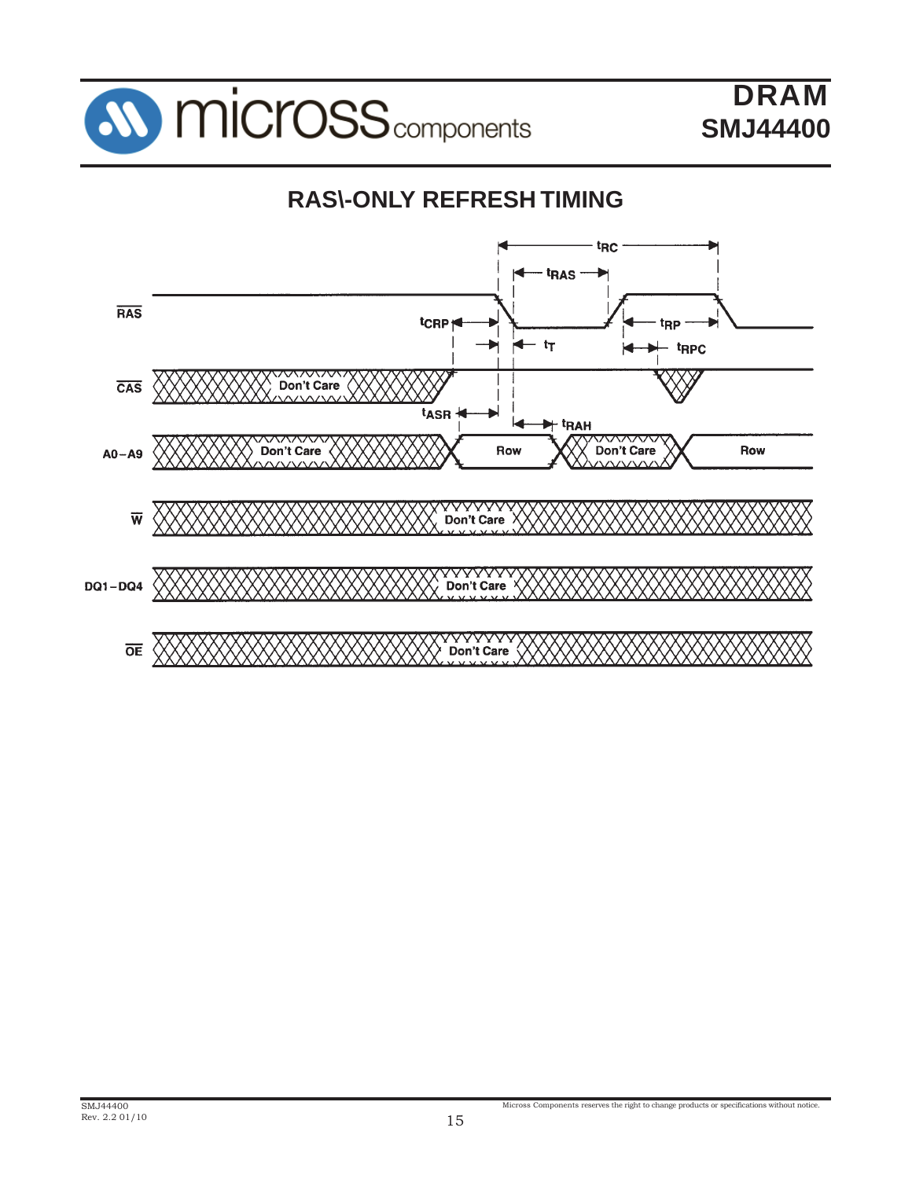# RAS\-ONLY REFRESH TIMING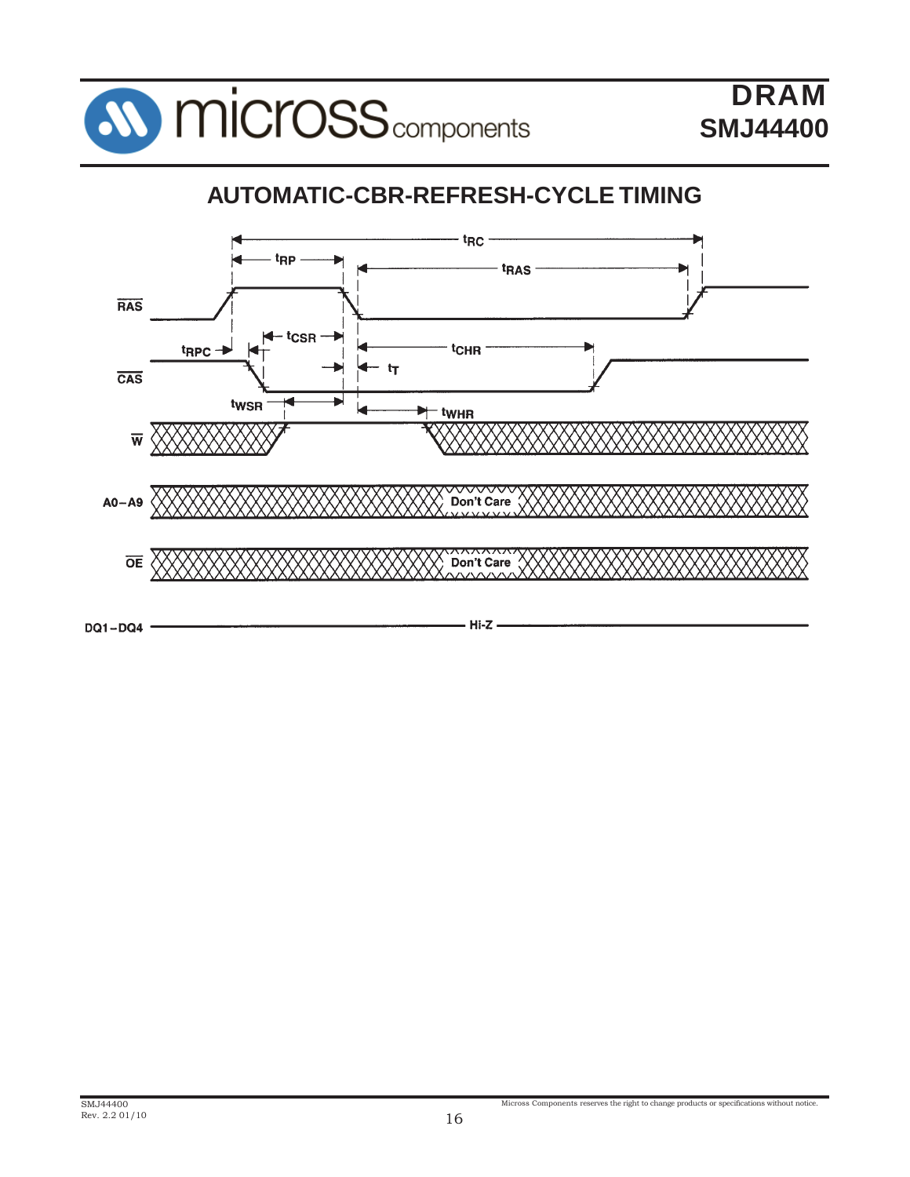## AUTOMATIC-CBR-REFRESH-CYCLE TIMING

$t_{RC}$

$t_{RP}$

$t_{RAS}$

$\overline{RAS}$

$t_{CSR}$

$t_{RPC}$

$t_{CHR}$

$t_T$

$\overline{CAS}$

$t_{WSR}$

$t_{WHR}$

$\overline{W}$

A0 – A9 Don't Care

$\overline{OE}$ Don't Care

DQ1 – DQ4 Hi-Z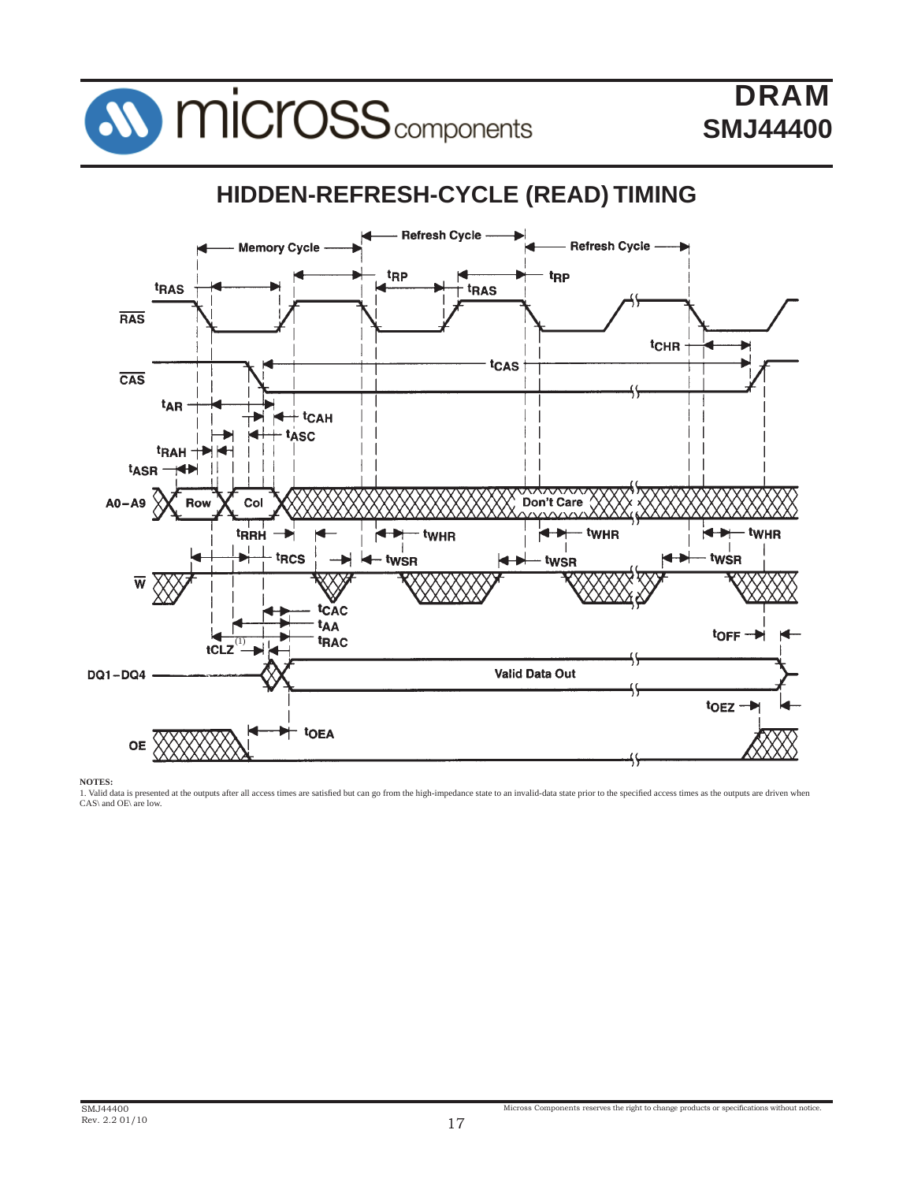## HIDDEN-REFRESH-CYCLE (READ) TIMING

**NOTES:**

1. Valid data is presented at the outputs after all access times are satisfied but can go from the high-impedance state to an invalid-data state prior to the specified access times as the outputs are driven when CAS\ and OE\ are low.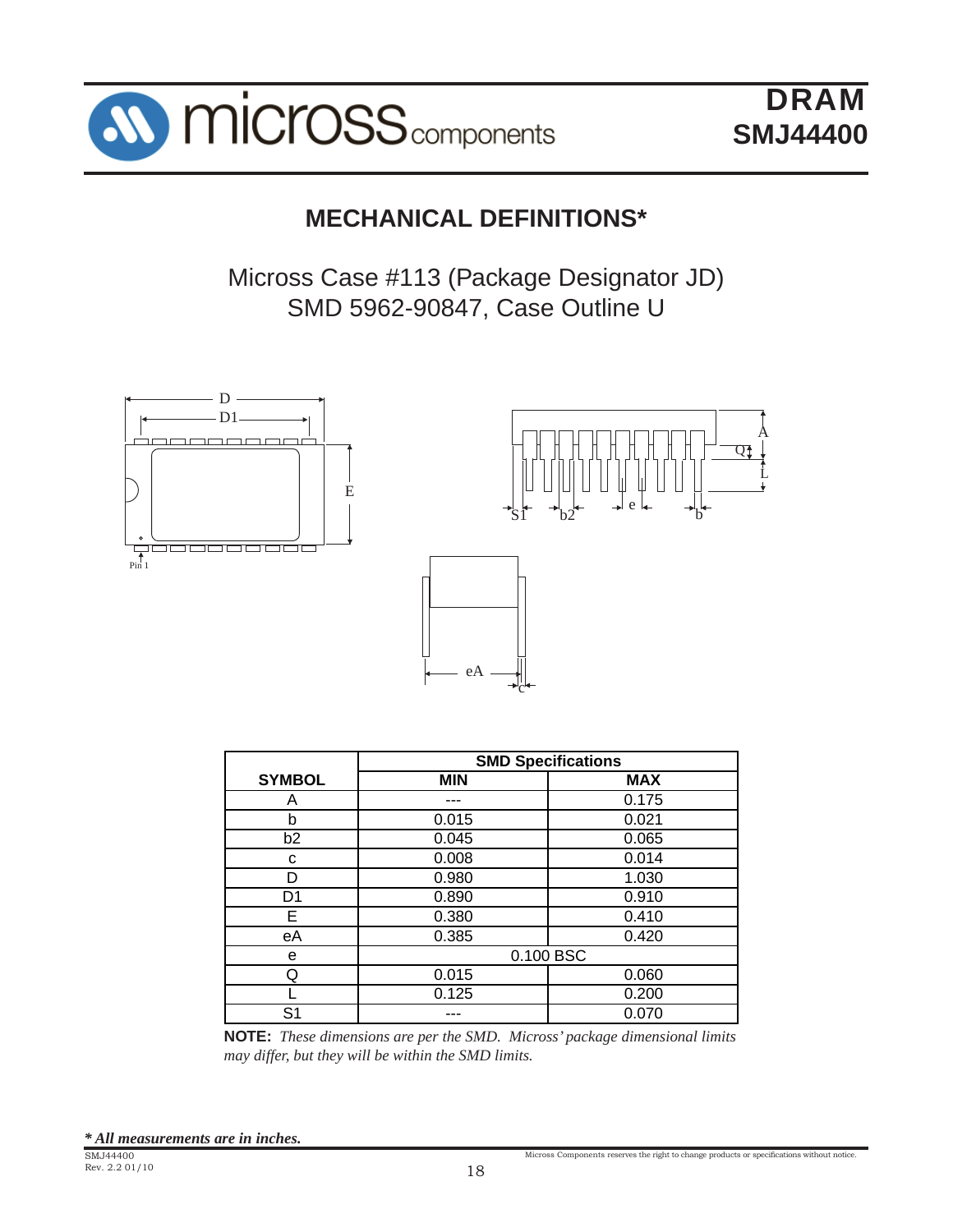## MECHANICAL DEFINITIONS*

Micross Case #113 (Package Designator JD)
SMD 5962-90847, Case Outline U

| SYMBOL | SMD Specifications | |
|---|---|---|
| | MIN | MAX |
| A | --- | 0.175 |
| b | 0.015 | 0.021 |
| b2 | 0.045 | 0.065 |
| c | 0.008 | 0.014 |
| D | 0.980 | 1.030 |
| D1 | 0.890 | 0.910 |
| E | 0.380 | 0.410 |
| eA | 0.385 | 0.420 |
| e | 0.100 BSC | |
| Q | 0.015 | 0.060 |
| L | 0.125 | 0.200 |
| S1 | --- | 0.070 |

**NOTE:** *These dimensions are per the SMD. Micross' package dimensional limits may differ, but they will be within the SMD limits.*

***** All measurements are in inches.***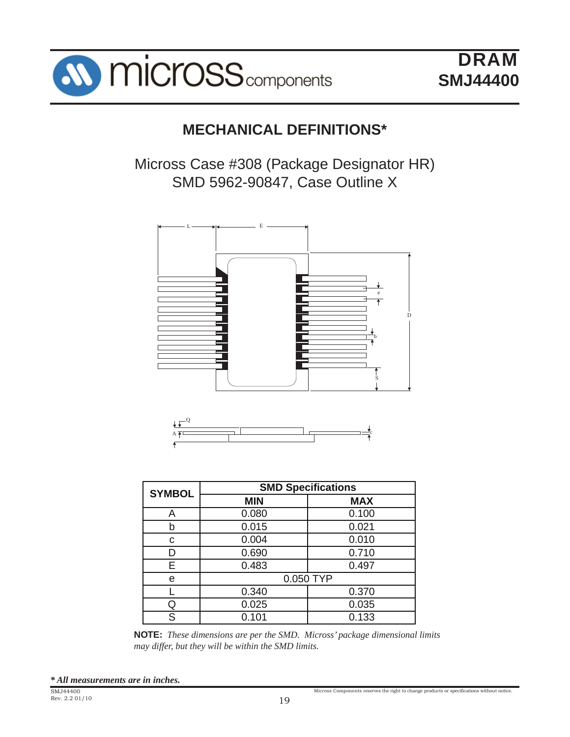## MECHANICAL DEFINITIONS*

Micross Case #308 (Package Designator HR)
SMD 5962-90847, Case Outline X

| SYMBOL | SMD Specifications | |
|---|---|---|
| | MIN | MAX |
| A | 0.080 | 0.100 |
| b | 0.015 | 0.021 |
| c | 0.004 | 0.010 |
| D | 0.690 | 0.710 |
| E | 0.483 | 0.497 |
| e | 0.050 TYP | |
| L | 0.340 | 0.370 |
| Q | 0.025 | 0.035 |
| S | 0.101 | 0.133 |

**NOTE:** *These dimensions are per the SMD. Micross' package dimensional limits may differ, but they will be within the SMD limits.*

***** *All measurements are in inches.*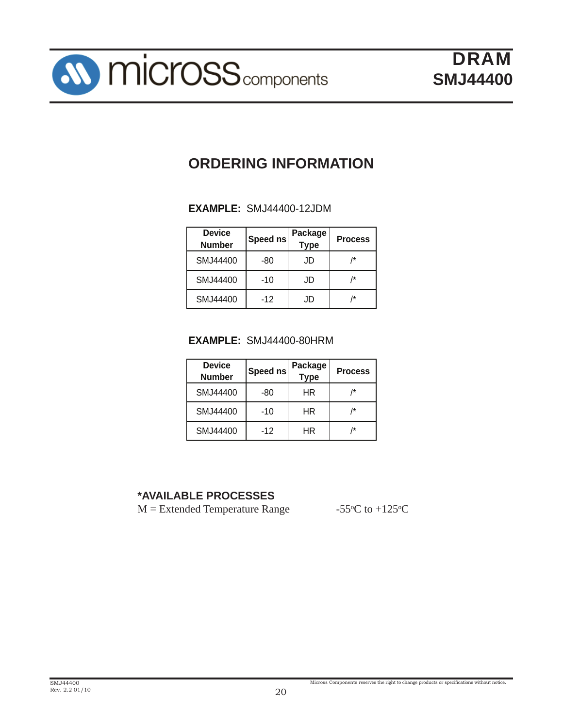# ORDERING INFORMATION

**EXAMPLE:** SMJ44400-12JDM

| Device Number | Speed ns | Package Type | Process |
|---|---|---|---|
| SMJ44400 | -80 | JD | /* |
| SMJ44400 | -10 | JD | /* |
| SMJ44400 | -12 | JD | /* |

**EXAMPLE:** SMJ44400-80HRM

| Device Number | Speed ns | Package Type | Process |
|---|---|---|---|
| SMJ44400 | -80 | HR | /* |
| SMJ44400 | -10 | HR | /* |
| SMJ44400 | -12 | HR | /* |

**\*AVAILABLE PROCESSES**

M = Extended Temperature Range -55°C to +125°C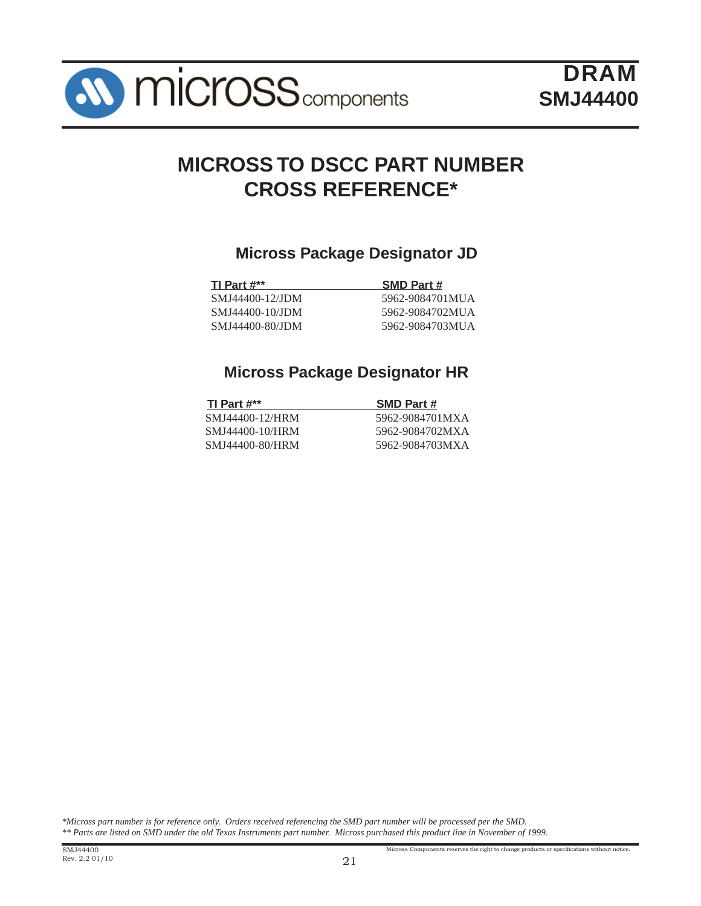# MICROSS TO DSCC PART NUMBER CROSS REFERENCE*

## Micross Package Designator JD

| TI Part #** | SMD Part # |
|---|---|
| SMJ44400-12/JDM | 5962-9084701MUA |
| SMJ44400-10/JDM | 5962-9084702MUA |
| SMJ44400-80/JDM | 5962-9084703MUA |

## Micross Package Designator HR

| TI Part #** | SMD Part # |
|---|---|
| SMJ44400-12/HRM | 5962-9084701MXA |
| SMJ44400-10/HRM | 5962-9084702MXA |
| SMJ44400-80/HRM | 5962-9084703MXA |

*\*Micross part number is for reference only. Orders received referencing the SMD part number will be processed per the SMD.*

*\*\* Parts are listed on SMD under the old Texas Instruments part number. Micross purchased this product line in November of 1999.*